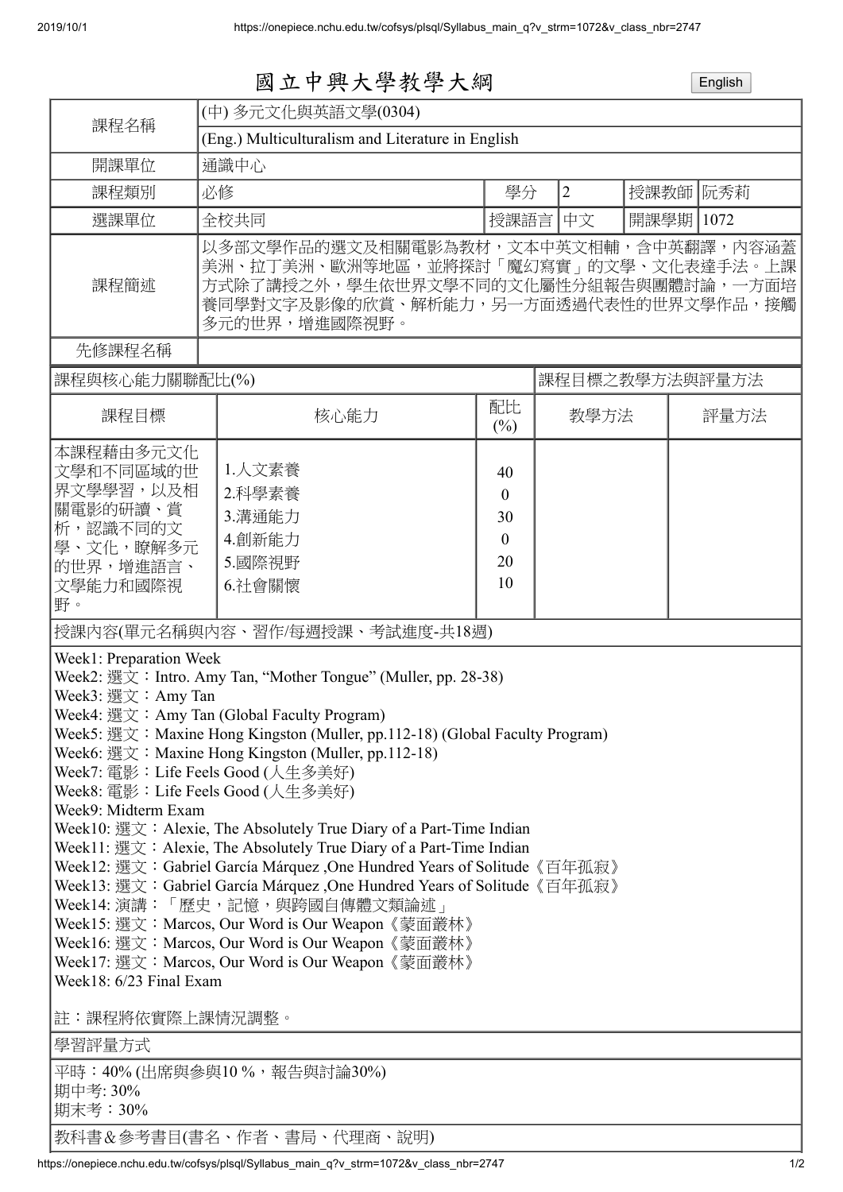# 國立中興大學教學大綱

English

| 課程名稱 | (中) 多元文化與英語文學(0304) | | | | |
|---|---|---|---|---|---|
| | (Eng.) Multiculturalism and Literature in English | | | | |
| 開課單位 | 通識中心 | | | | |
| 課程類別 | 必修 | 學分 | 2 | 授課教師 | 阮秀莉 |
| 選課單位 | 全校共同 | 授課語言 | 中文 | 開課學期 | 1072 |
| 課程簡述 | 以多部文學作品的選文及相關電影為教材，文本中英文相輔，含中英翻譯，內容涵蓋美洲、拉丁美洲、歐洲等地區，並將探討「魔幻寫實」的文學、文化表達手法。上課方式除了講授之外，學生依世界文學不同的文化屬性分組報告與團體討論，一方面培養同學對文字及影像的欣賞、解析能力，另一方面透過代表性的世界文學作品，接觸多元的世界，增進國際視野。 | | | | |
| 先修課程名稱 | | | | | |

| 課程與核心能力關聯配比(%) | | | 課程目標之教學方法與評量方法 | |
|---|---|---|---|---|
| 課程目標 | 核心能力 | 配比(%) | 教學方法 | 評量方法 |
| 本課程藉由多元文化文學和不同區域的世界文學學習，以及相關電影的研讀、賞析，認識不同的文學、文化，瞭解多元的世界，增進語言、文學能力和國際視野。 | 1.人文素養<br>2.科學素養<br>3.溝通能力<br>4.創新能力<br>5.國際視野<br>6.社會關懷 | 40<br>0<br>30<br>0<br>20<br>10 | | |

**授課內容(單元名稱與內容、習作/每週授課、考試進度-共18週)**

Week1: Preparation Week
Week2: 選文：Intro. Amy Tan, “Mother Tongue” (Muller, pp. 28-38)
Week3: 選文：Amy Tan
Week4: 選文：Amy Tan (Global Faculty Program)
Week5: 選文：Maxine Hong Kingston (Muller, pp.112-18) (Global Faculty Program)
Week6: 選文：Maxine Hong Kingston (Muller, pp.112-18)
Week7: 電影：Life Feels Good (人生多美好)
Week8: 電影：Life Feels Good (人生多美好)
Week9: Midterm Exam
Week10: 選文：Alexie, The Absolutely True Diary of a Part-Time Indian
Week11: 選文：Alexie, The Absolutely True Diary of a Part-Time Indian
Week12: 選文：Gabriel García Márquez ,One Hundred Years of Solitude《百年孤寂》
Week13: 選文：Gabriel García Márquez ,One Hundred Years of Solitude《百年孤寂》
Week14: 演講：「歷史，記憶，與跨國自傳體文類論述」
Week15: 選文：Marcos, Our Word is Our Weapon《蒙面叢林》
Week16: 選文：Marcos, Our Word is Our Weapon《蒙面叢林》
Week17: 選文：Marcos, Our Word is Our Weapon《蒙面叢林》
Week18: 6/23 Final Exam

註：課程將依實際上課情況調整。

**學習評量方式**

平時：40% (出席與參與10 %，報告與討論30%)
期中考: 30%
期末考：30%

**教科書＆參考書目(書名、作者、書局、代理商、說明)**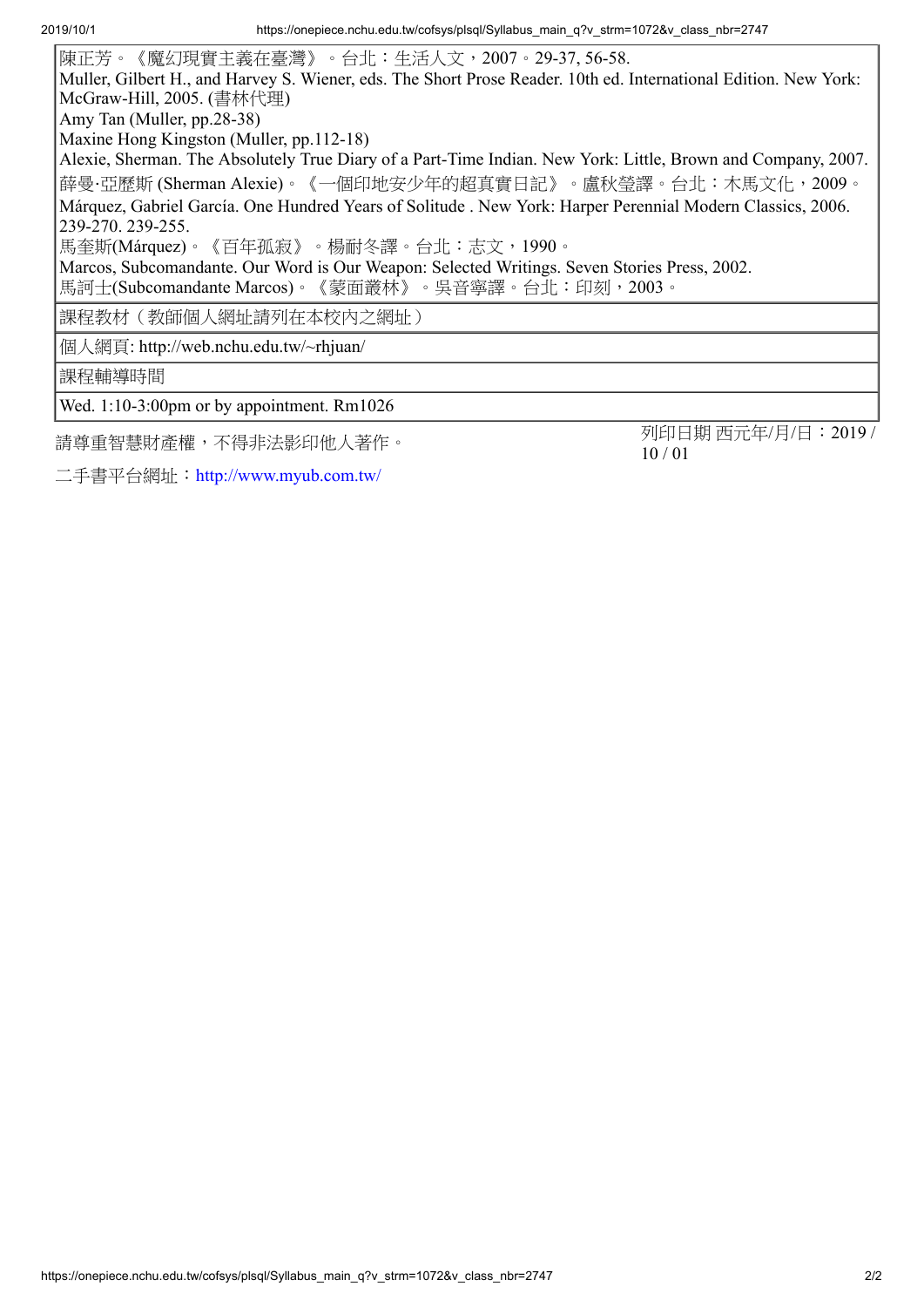陳正芳。《魔幻現實主義在臺灣》。台北：生活人文，2007。29-37, 56-58.
Muller, Gilbert H., and Harvey S. Wiener, eds. The Short Prose Reader. 10th ed. International Edition. New York: McGraw-Hill, 2005. (書林代理)
Amy Tan (Muller, pp.28-38)
Maxine Hong Kingston (Muller, pp.112-18)
Alexie, Sherman. The Absolutely True Diary of a Part-Time Indian. New York: Little, Brown and Company, 2007.
薛曼·亞歷斯 (Sherman Alexie)。《一個印地安少年的超真實日記》。盧秋瑩譯。台北：木馬文化，2009。
Márquez, Gabriel García. One Hundred Years of Solitude . New York: Harper Perennial Modern Classics, 2006. 239-270. 239-255.
馬奎斯(Márquez)。《百年孤寂》。楊耐冬譯。台北：志文，1990。
Marcos, Subcomandante. Our Word is Our Weapon: Selected Writings. Seven Stories Press, 2002.
馬訶士(Subcomandante Marcos)。《蒙面叢林》。吳音寧譯。台北：印刻，2003。

課程教材（教師個人網址請列在本校內之網址）

個人網頁: http://web.nchu.edu.tw/~rhjuan/

課程輔導時間

Wed. 1:10-3:00pm or by appointment. Rm1026

請尊重智慧財產權，不得非法影印他人著作。

列印日期 西元年/月/日：2019 / 10 / 01

二手書平台網址：http://www.myub.com.tw/